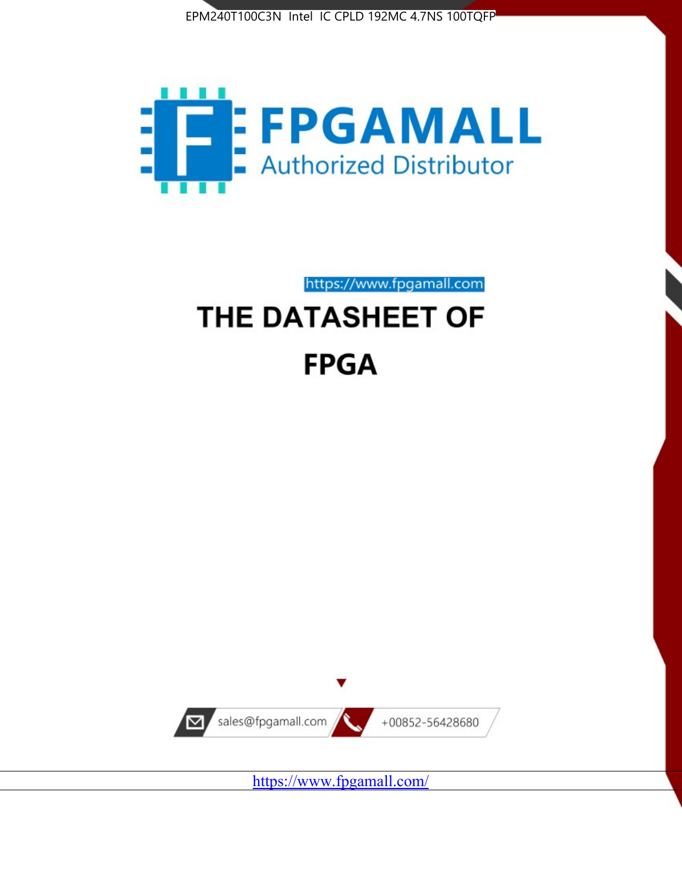EPM240T100C3N Intel IC CPLD 192MC 4.7NS 100TQFP

FPGAMALL

Authorized Distributor

https://www.fpgamall.com

# THE DATASHEET OF

# FPGA

sales@fpgamall.com

+00852-56428680

https://www.fpgamall.com/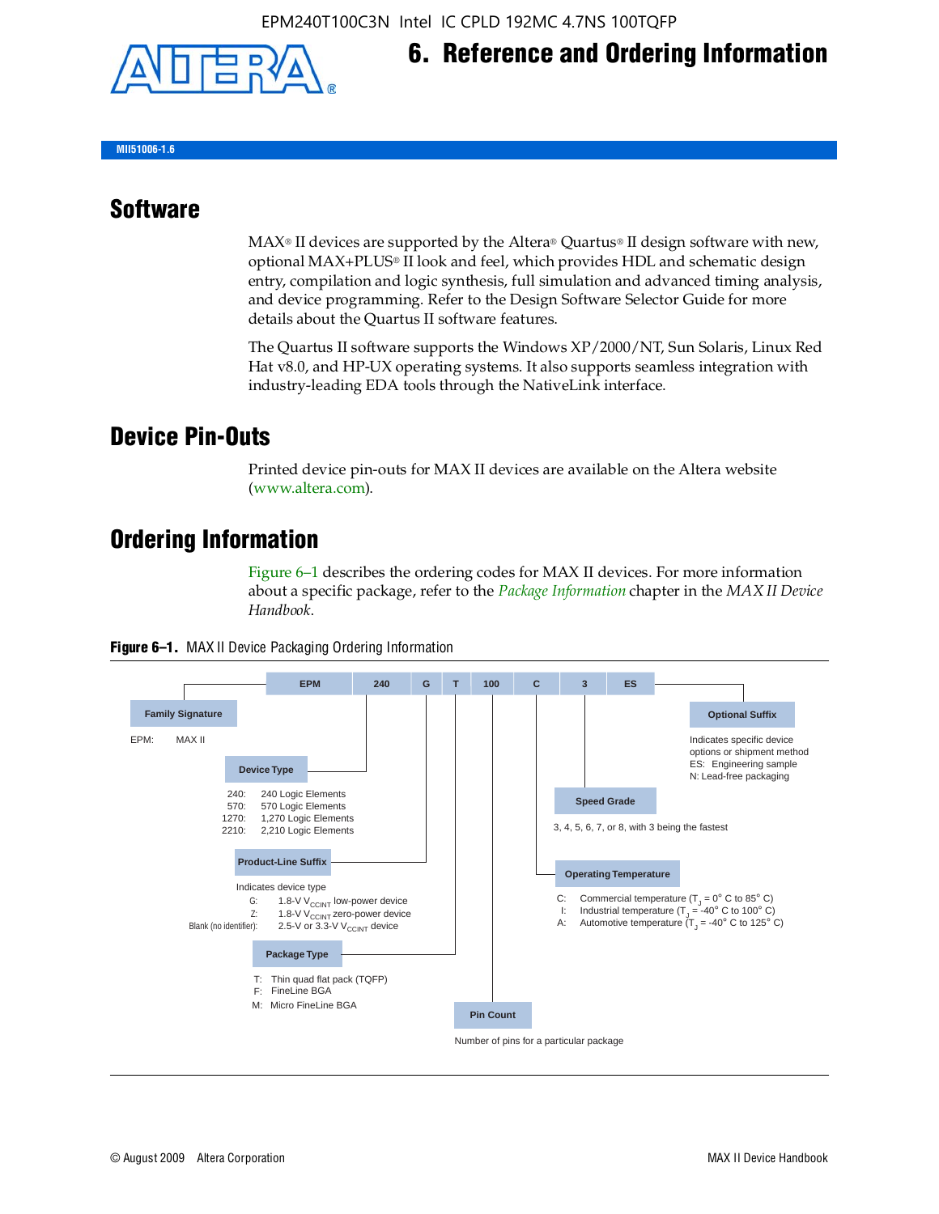EPM240T100C3N Intel IC CPLD 192MC 4.7NS 100TQFP

# 6. Reference and Ordering Information

MII51006-1.6

## Software

MAX® II devices are supported by the Altera® Quartus® II design software with new, optional MAX+PLUS® II look and feel, which provides HDL and schematic design entry, compilation and logic synthesis, full simulation and advanced timing analysis, and device programming. Refer to the Design Software Selector Guide for more details about the Quartus II software features.

The Quartus II software supports the Windows XP/2000/NT, Sun Solaris, Linux Red Hat v8.0, and HP-UX operating systems. It also supports seamless integration with industry-leading EDA tools through the NativeLink interface.

## Device Pin-Outs

Printed device pin-outs for MAX II devices are available on the Altera website (www.altera.com).

## Ordering Information

Figure 6–1 describes the ordering codes for MAX II devices. For more information about a specific package, refer to the *Package Information* chapter in the *MAX II Device Handbook*.

**Figure 6–1.** MAX II Device Packaging Ordering Information

| EPM | 240 | G | T | 100 | C | 3 | ES |
|---|---|---|---|---|---|---|---|

**Family Signature**

EPM: MAX II

**Device Type**

- 240: 240 Logic Elements
- 570: 570 Logic Elements
- 1270: 1,270 Logic Elements
- 2210: 2,210 Logic Elements

**Product-Line Suffix**

Indicates device type

- G: 1.8-V $V_{CCINT}$ low-power device
- Z: 1.8-V $V_{CCINT}$ zero-power device
- Blank (no identifier): 2.5-V or 3.3-V $V_{CCINT}$ device

**Package Type**

- T: Thin quad flat pack (TQFP)
- F: FineLine BGA
- M: Micro FineLine BGA

**Pin Count**

Number of pins for a particular package

**Operating Temperature**

- C: Commercial temperature ($T_J$ = 0° C to 85° C)
- I: Industrial temperature ($T_J$ = -40° C to 100° C)
- A: Automotive temperature ($T_J$ = -40° C to 125° C)

**Speed Grade**

3, 4, 5, 6, 7, or 8, with 3 being the fastest

**Optional Suffix**

Indicates specific device options or shipment method

- ES: Engineering sample
- N: Lead-free packaging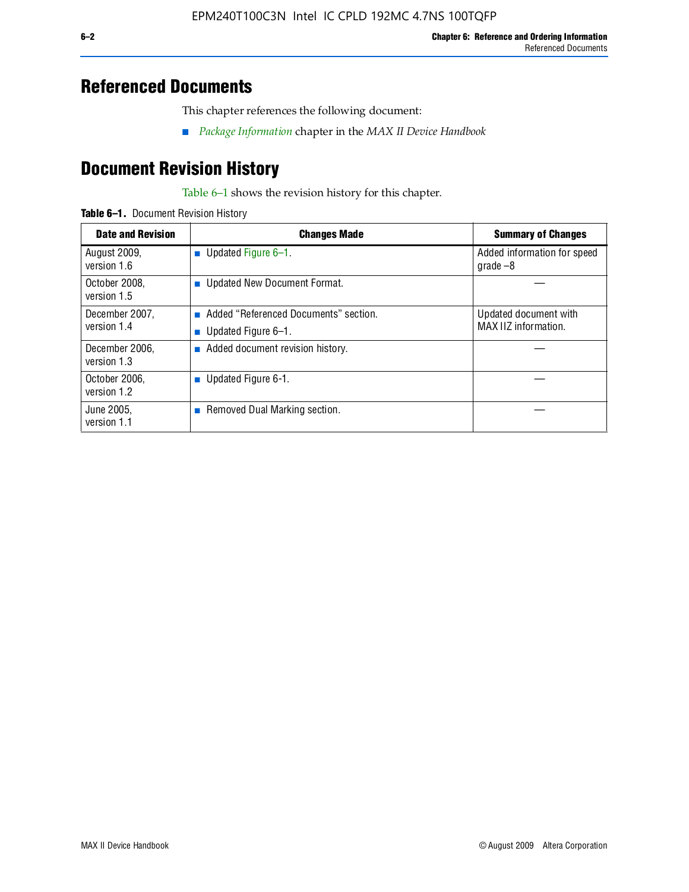## Referenced Documents

This chapter references the following document:

- *Package Information* chapter in the *MAX II Device Handbook*

## Document Revision History

Table 6–1 shows the revision history for this chapter.

**Table 6–1.** Document Revision History

| Date and Revision | Changes Made | Summary of Changes |
|---|---|---|
| August 2009, version 1.6 | ■ Updated Figure 6–1. | Added information for speed grade –8 |
| October 2008, version 1.5 | ■ Updated New Document Format. | — |
| December 2007, version 1.4 | ■ Added "Referenced Documents" section.<br>■ Updated Figure 6–1. | Updated document with MAX IIZ information. |
| December 2006, version 1.3 | ■ Added document revision history. | — |
| October 2006, version 1.2 | ■ Updated Figure 6-1. | — |
| June 2005, version 1.1 | ■ Removed Dual Marking section. | — |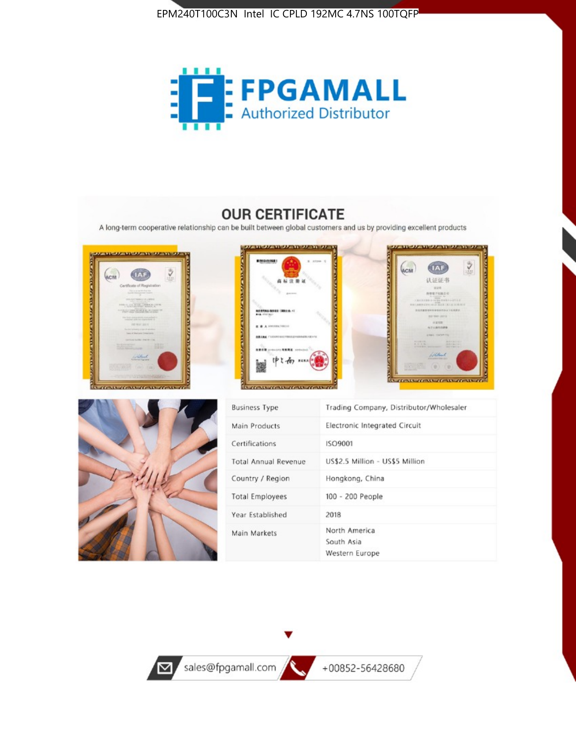FPGAMALL

Authorized Distributor

## OUR CERTIFICATE

A long-term cooperative relationship can be built between global customers and us by providing excellent products

| | |
|---|---|
| Business Type | Trading Company, Distributor/Wholesaler |
| Main Products | Electronic Integrated Circuit |
| Certifications | ISO9001 |
| Total Annual Revenue | US$2.5 Million - US$5 Million |
| Country / Region | Hongkong, China |
| Total Employees | 100 - 200 People |
| Year Established | 2018 |
| Main Markets | North America<br>South Asia<br>Western Europe |

sales@fpgamall.com

+00852-56428680